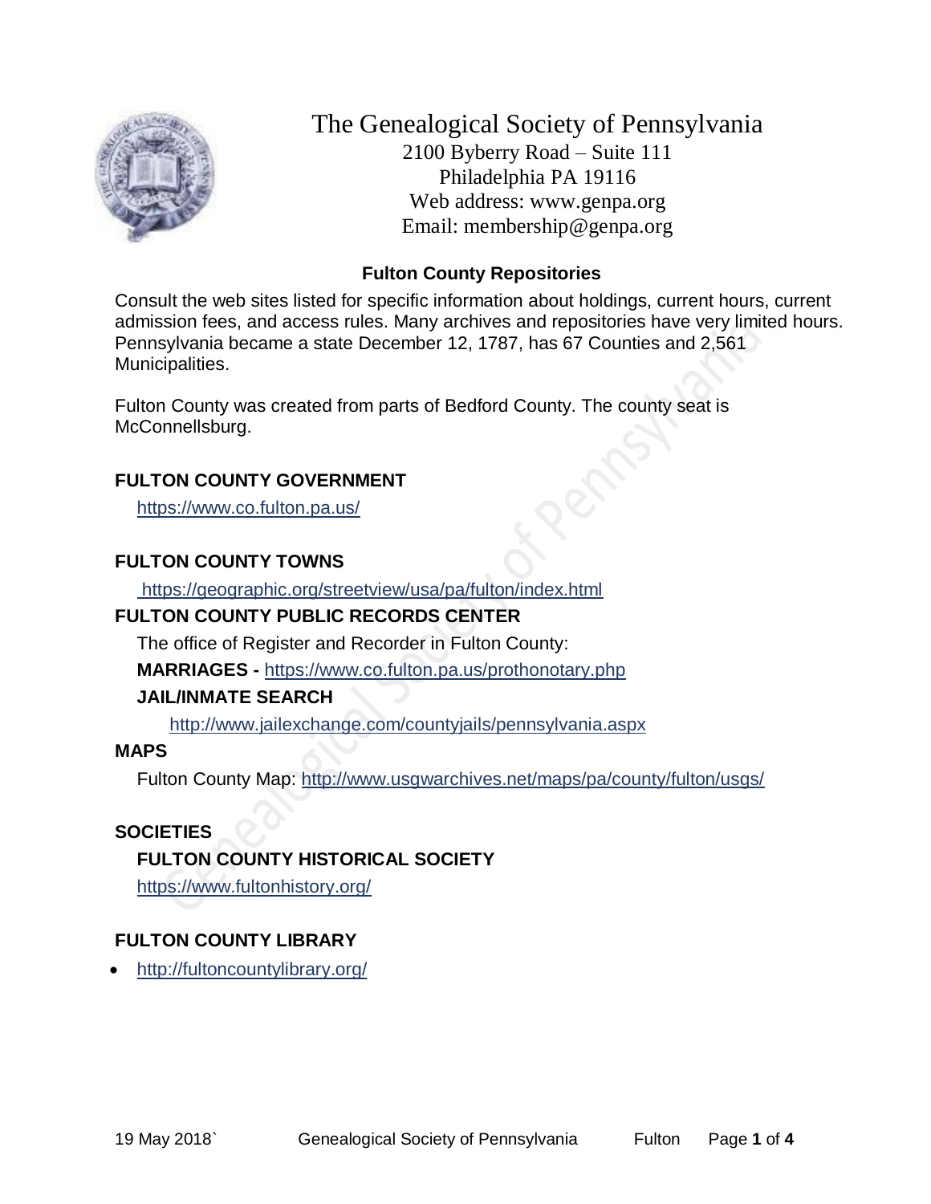# The Genealogical Society of Pennsylvania

2100 Byberry Road – Suite 111
Philadelphia PA 19116
Web address: www.genpa.org
Email: membership@genpa.org

## Fulton County Repositories

Consult the web sites listed for specific information about holdings, current hours, current admission fees, and access rules. Many archives and repositories have very limited hours. Pennsylvania became a state December 12, 1787, has 67 Counties and 2,561 Municipalities.

Fulton County was created from parts of Bedford County. The county seat is McConnellsburg.

### FULTON COUNTY GOVERNMENT

https://www.co.fulton.pa.us/

### FULTON COUNTY TOWNS

https://geographic.org/streetview/usa/pa/fulton/index.html

### FULTON COUNTY PUBLIC RECORDS CENTER

The office of Register and Recorder in Fulton County:

**MARRIAGES -** https://www.co.fulton.pa.us/prothonotary.php

**JAIL/INMATE SEARCH**

http://www.jailexchange.com/countyjails/pennsylvania.aspx

### MAPS

Fulton County Map: http://www.usgwarchives.net/maps/pa/county/fulton/usgs/

### SOCIETIES

**FULTON COUNTY HISTORICAL SOCIETY**

https://www.fultonhistory.org/

### FULTON COUNTY LIBRARY

- http://fultoncountylibrary.org/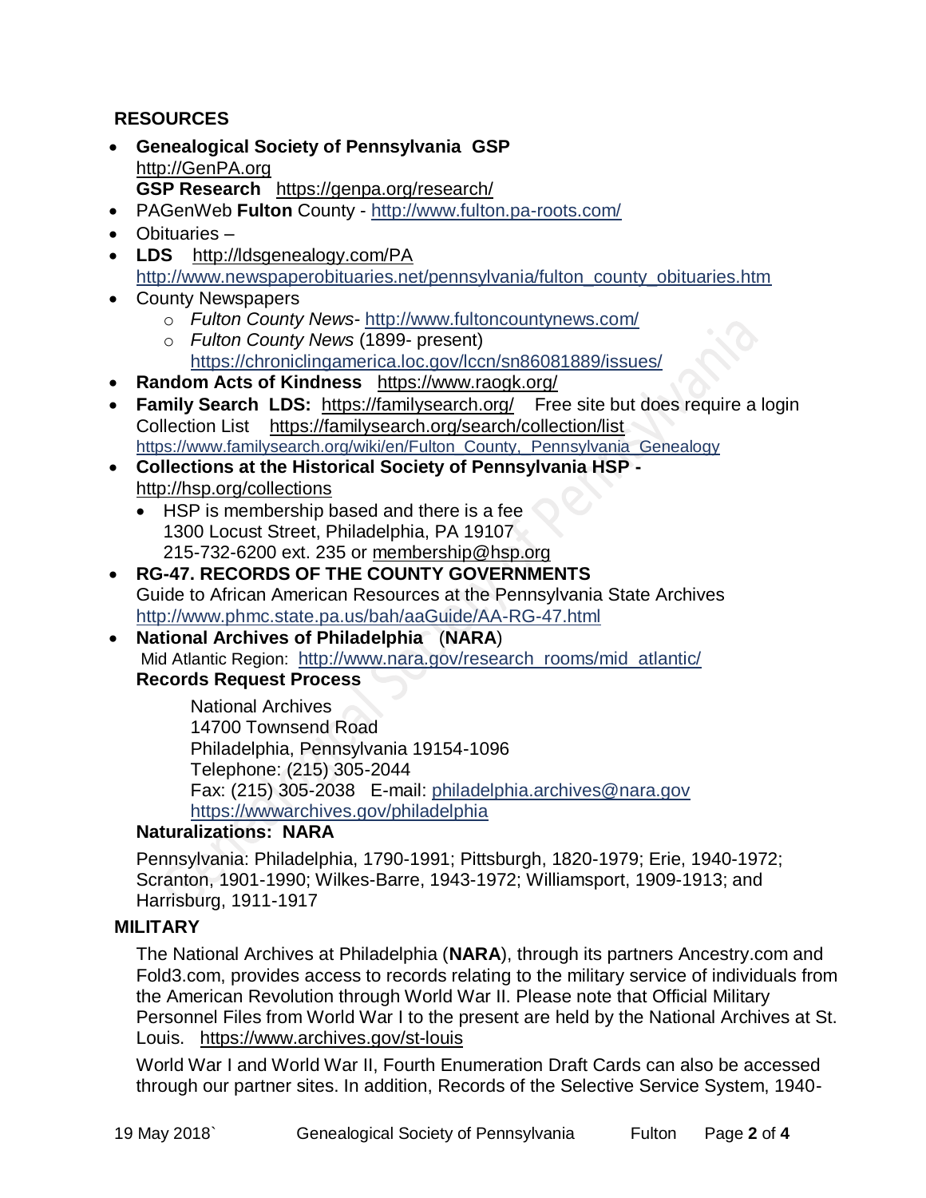## RESOURCES

- **Genealogical Society of Pennsylvania GSP**
  http://GenPA.org
  **GSP Research** https://genpa.org/research/
- PAGenWeb **Fulton** County - http://www.fulton.pa-roots.com/
- Obituaries –
- **LDS** http://ldsgenealogy.com/PA
  http://www.newspaperobituaries.net/pennsylvania/fulton_county_obituaries.htm
- County Newspapers
  - *Fulton County News*- http://www.fultoncountynews.com/
  - *Fulton County News* (1899- present)
    https://chroniclingamerica.loc.gov/lccn/sn86081889/issues/
- **Random Acts of Kindness** https://www.raogk.org/
- **Family Search LDS:** https://familysearch.org/ Free site but does require a login
  Collection List https://familysearch.org/search/collection/list
  https://www.familysearch.org/wiki/en/Fulton_County,_Pennsylvania_Genealogy
- **Collections at the Historical Society of Pennsylvania HSP -**
  http://hsp.org/collections
  - HSP is membership based and there is a fee
    1300 Locust Street, Philadelphia, PA 19107
    215-732-6200 ext. 235 or membership@hsp.org
- **RG-47. RECORDS OF THE COUNTY GOVERNMENTS**
  Guide to African American Resources at the Pennsylvania State Archives
  http://www.phmc.state.pa.us/bah/aaGuide/AA-RG-47.html
- **National Archives of Philadelphia** (**NARA**)
  Mid Atlantic Region: http://www.nara.gov/research_rooms/mid_atlantic/
  **Records Request Process**

  National Archives
  14700 Townsend Road
  Philadelphia, Pennsylvania 19154-1096
  Telephone: (215) 305-2044
  Fax: (215) 305-2038 E-mail: philadelphia.archives@nara.gov
  https://wwwarchives.gov/philadelphia

  **Naturalizations: NARA**

  Pennsylvania: Philadelphia, 1790-1991; Pittsburgh, 1820-1979; Erie, 1940-1972; Scranton, 1901-1990; Wilkes-Barre, 1943-1972; Williamsport, 1909-1913; and Harrisburg, 1911-1917

## MILITARY

The National Archives at Philadelphia (**NARA**), through its partners Ancestry.com and Fold3.com, provides access to records relating to the military service of individuals from the American Revolution through World War II. Please note that Official Military Personnel Files from World War I to the present are held by the National Archives at St. Louis. https://www.archives.gov/st-louis

World War I and World War II, Fourth Enumeration Draft Cards can also be accessed through our partner sites. In addition, Records of the Selective Service System, 1940-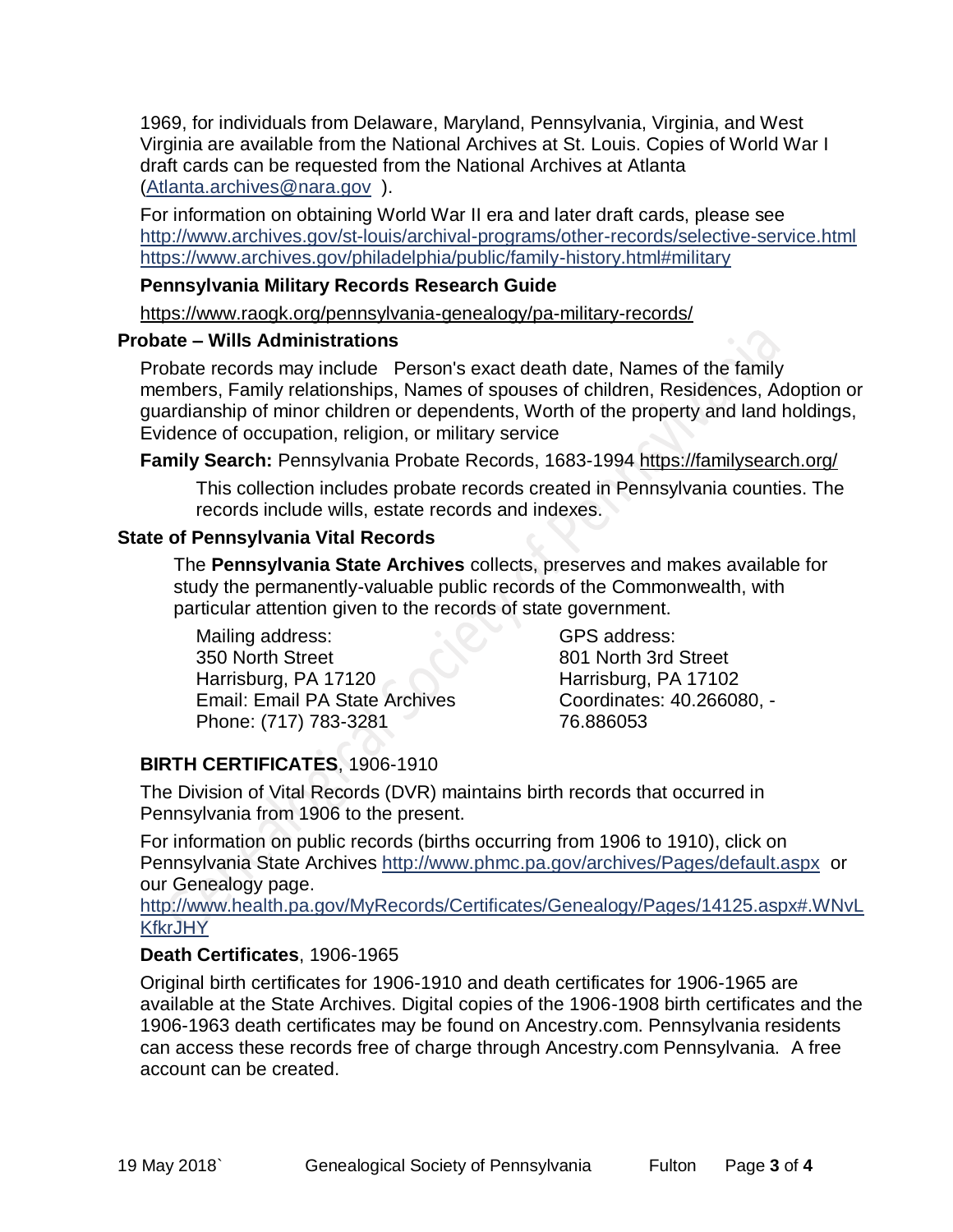1969, for individuals from Delaware, Maryland, Pennsylvania, Virginia, and West Virginia are available from the National Archives at St. Louis. Copies of World War I draft cards can be requested from the National Archives at Atlanta (Atlanta.archives@nara.gov ).

For information on obtaining World War II era and later draft cards, please see http://www.archives.gov/st-louis/archival-programs/other-records/selective-service.html https://www.archives.gov/philadelphia/public/family-history.html#military

**Pennsylvania Military Records Research Guide**

https://www.raogk.org/pennsylvania-genealogy/pa-military-records/

### Probate – Wills Administrations

Probate records may include Person's exact death date, Names of the family members, Family relationships, Names of spouses of children, Residences, Adoption or guardianship of minor children or dependents, Worth of the property and land holdings, Evidence of occupation, religion, or military service

**Family Search:** Pennsylvania Probate Records, 1683-1994 https://familysearch.org/

This collection includes probate records created in Pennsylvania counties. The records include wills, estate records and indexes.

### State of Pennsylvania Vital Records

The **Pennsylvania State Archives** collects, preserves and makes available for study the permanently-valuable public records of the Commonwealth, with particular attention given to the records of state government.

Mailing address:
350 North Street
Harrisburg, PA 17120
Email: Email PA State Archives
Phone: (717) 783-3281

GPS address:
801 North 3rd Street
Harrisburg, PA 17102
Coordinates: 40.266080, -76.886053

**BIRTH CERTIFICATES**, 1906-1910

The Division of Vital Records (DVR) maintains birth records that occurred in Pennsylvania from 1906 to the present.

For information on public records (births occurring from 1906 to 1910), click on Pennsylvania State Archives http://www.phmc.pa.gov/archives/Pages/default.aspx or our Genealogy page.
http://www.health.pa.gov/MyRecords/Certificates/Genealogy/Pages/14125.aspx#.WNvLKfkrJHY

**Death Certificates**, 1906-1965

Original birth certificates for 1906-1910 and death certificates for 1906-1965 are available at the State Archives. Digital copies of the 1906-1908 birth certificates and the 1906-1963 death certificates may be found on Ancestry.com. Pennsylvania residents can access these records free of charge through Ancestry.com Pennsylvania. A free account can be created.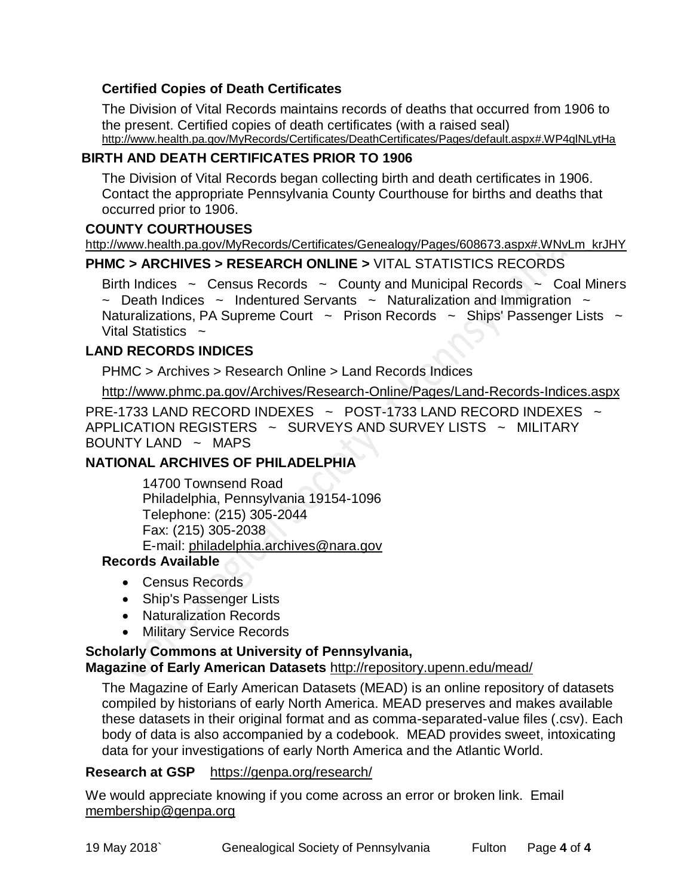### Certified Copies of Death Certificates

The Division of Vital Records maintains records of deaths that occurred from 1906 to the present. Certified copies of death certificates (with a raised seal) http://www.health.pa.gov/MyRecords/Certificates/DeathCertificates/Pages/default.aspx#.WP4qlNLytHa

### BIRTH AND DEATH CERTIFICATES PRIOR TO 1906

The Division of Vital Records began collecting birth and death certificates in 1906. Contact the appropriate Pennsylvania County Courthouse for births and deaths that occurred prior to 1906.

### COUNTY COURTHOUSES

http://www.health.pa.gov/MyRecords/Certificates/Genealogy/Pages/608673.aspx#.WNvLm_krJHY

### PHMC > ARCHIVES > RESEARCH ONLINE > VITAL STATISTICS RECORDS

Birth Indices ~ Census Records ~ County and Municipal Records ~ Coal Miners ~ Death Indices ~ Indentured Servants ~ Naturalization and Immigration ~ Naturalizations, PA Supreme Court ~ Prison Records ~ Ships' Passenger Lists ~ Vital Statistics ~

### LAND RECORDS INDICES

PHMC > Archives > Research Online > Land Records Indices

http://www.phmc.pa.gov/Archives/Research-Online/Pages/Land-Records-Indices.aspx

PRE-1733 LAND RECORD INDEXES ~ POST-1733 LAND RECORD INDEXES ~ APPLICATION REGISTERS ~ SURVEYS AND SURVEY LISTS ~ MILITARY BOUNTY LAND ~ MAPS

### NATIONAL ARCHIVES OF PHILADELPHIA

14700 Townsend Road
Philadelphia, Pennsylvania 19154-1096
Telephone: (215) 305-2044
Fax: (215) 305-2038
E-mail: philadelphia.archives@nara.gov

**Records Available**

- Census Records
- Ship's Passenger Lists
- Naturalization Records
- Military Service Records

### Scholarly Commons at University of Pennsylvania, Magazine of Early American Datasets http://repository.upenn.edu/mead/

The Magazine of Early American Datasets (MEAD) is an online repository of datasets compiled by historians of early North America. MEAD preserves and makes available these datasets in their original format and as comma-separated-value files (.csv). Each body of data is also accompanied by a codebook. MEAD provides sweet, intoxicating data for your investigations of early North America and the Atlantic World.

**Research at GSP** https://genpa.org/research/

We would appreciate knowing if you come across an error or broken link. Email membership@genpa.org